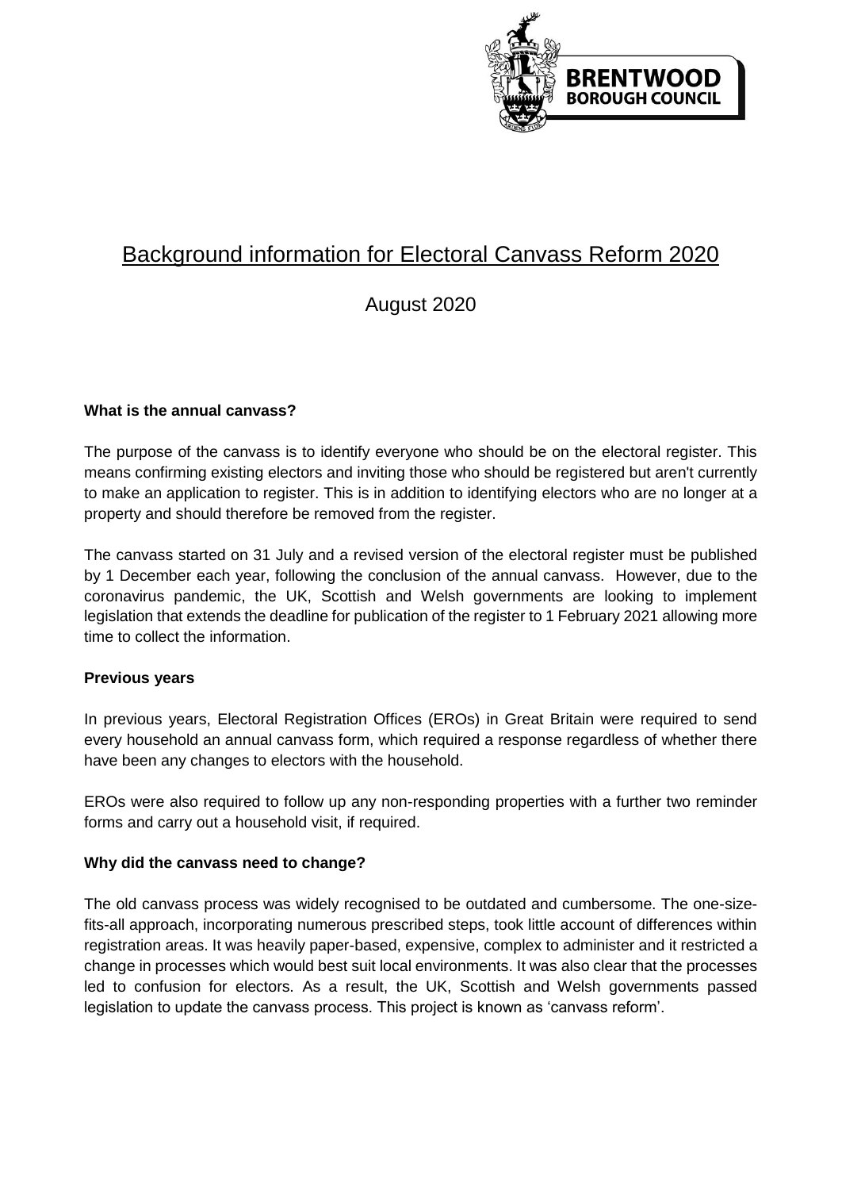BRENTWOOD BOROUGH COUNCIL

# Background information for Electoral Canvass Reform 2020

August 2020

**What is the annual canvass?**

The purpose of the canvass is to identify everyone who should be on the electoral register. This means confirming existing electors and inviting those who should be registered but aren't currently to make an application to register. This is in addition to identifying electors who are no longer at a property and should therefore be removed from the register.

The canvass started on 31 July and a revised version of the electoral register must be published by 1 December each year, following the conclusion of the annual canvass. However, due to the coronavirus pandemic, the UK, Scottish and Welsh governments are looking to implement legislation that extends the deadline for publication of the register to 1 February 2021 allowing more time to collect the information.

**Previous years**

In previous years, Electoral Registration Offices (EROs) in Great Britain were required to send every household an annual canvass form, which required a response regardless of whether there have been any changes to electors with the household.

EROs were also required to follow up any non-responding properties with a further two reminder forms and carry out a household visit, if required.

**Why did the canvass need to change?**

The old canvass process was widely recognised to be outdated and cumbersome. The one-size-fits-all approach, incorporating numerous prescribed steps, took little account of differences within registration areas. It was heavily paper-based, expensive, complex to administer and it restricted a change in processes which would best suit local environments. It was also clear that the processes led to confusion for electors. As a result, the UK, Scottish and Welsh governments passed legislation to update the canvass process. This project is known as 'canvass reform'.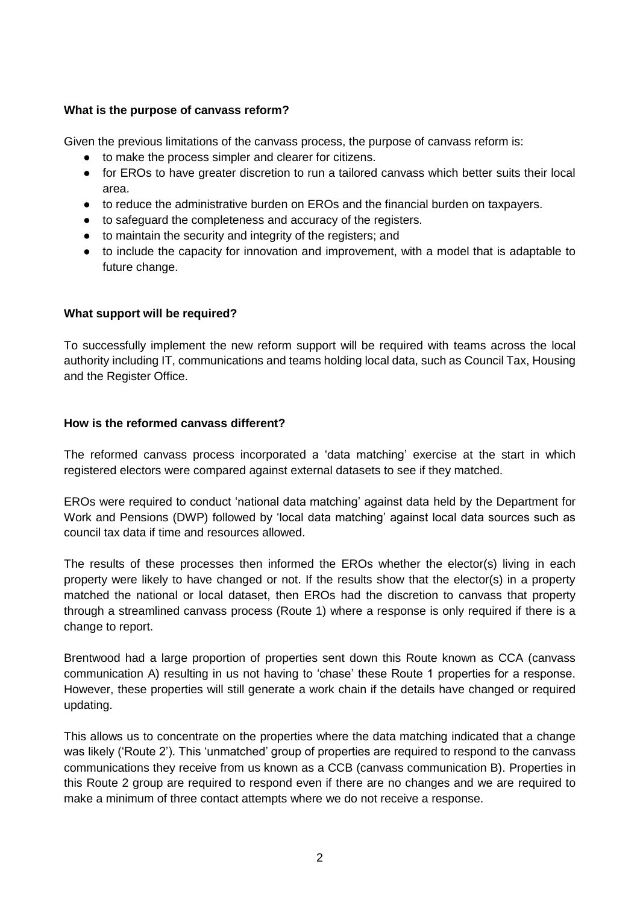**What is the purpose of canvass reform?**

Given the previous limitations of the canvass process, the purpose of canvass reform is:

- to make the process simpler and clearer for citizens.
- for EROs to have greater discretion to run a tailored canvass which better suits their local area.
- to reduce the administrative burden on EROs and the financial burden on taxpayers.
- to safeguard the completeness and accuracy of the registers.
- to maintain the security and integrity of the registers; and
- to include the capacity for innovation and improvement, with a model that is adaptable to future change.

**What support will be required?**

To successfully implement the new reform support will be required with teams across the local authority including IT, communications and teams holding local data, such as Council Tax, Housing and the Register Office.

**How is the reformed canvass different?**

The reformed canvass process incorporated a 'data matching' exercise at the start in which registered electors were compared against external datasets to see if they matched.

EROs were required to conduct 'national data matching' against data held by the Department for Work and Pensions (DWP) followed by 'local data matching' against local data sources such as council tax data if time and resources allowed.

The results of these processes then informed the EROs whether the elector(s) living in each property were likely to have changed or not. If the results show that the elector(s) in a property matched the national or local dataset, then EROs had the discretion to canvass that property through a streamlined canvass process (Route 1) where a response is only required if there is a change to report.

Brentwood had a large proportion of properties sent down this Route known as CCA (canvass communication A) resulting in us not having to 'chase' these Route 1 properties for a response. However, these properties will still generate a work chain if the details have changed or required updating.

This allows us to concentrate on the properties where the data matching indicated that a change was likely ('Route 2'). This 'unmatched' group of properties are required to respond to the canvass communications they receive from us known as a CCB (canvass communication B). Properties in this Route 2 group are required to respond even if there are no changes and we are required to make a minimum of three contact attempts where we do not receive a response.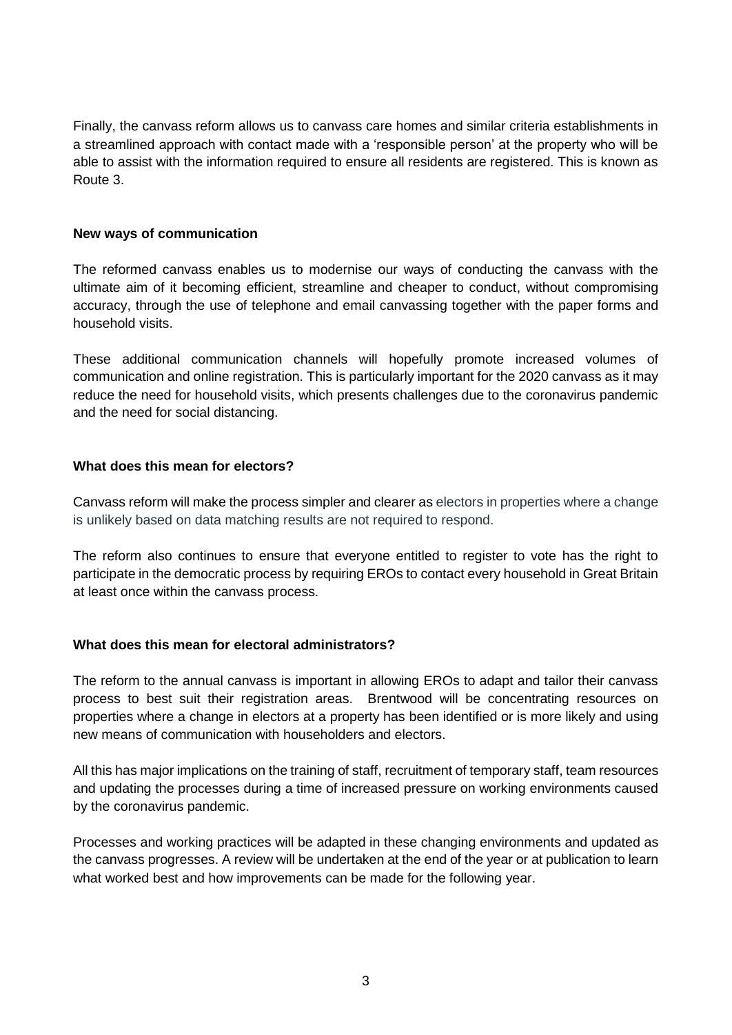Finally, the canvass reform allows us to canvass care homes and similar criteria establishments in a streamlined approach with contact made with a 'responsible person' at the property who will be able to assist with the information required to ensure all residents are registered. This is known as Route 3.

**New ways of communication**

The reformed canvass enables us to modernise our ways of conducting the canvass with the ultimate aim of it becoming efficient, streamline and cheaper to conduct, without compromising accuracy, through the use of telephone and email canvassing together with the paper forms and household visits.

These additional communication channels will hopefully promote increased volumes of communication and online registration. This is particularly important for the 2020 canvass as it may reduce the need for household visits, which presents challenges due to the coronavirus pandemic and the need for social distancing.

**What does this mean for electors?**

Canvass reform will make the process simpler and clearer as electors in properties where a change is unlikely based on data matching results are not required to respond.

The reform also continues to ensure that everyone entitled to register to vote has the right to participate in the democratic process by requiring EROs to contact every household in Great Britain at least once within the canvass process.

**What does this mean for electoral administrators?**

The reform to the annual canvass is important in allowing EROs to adapt and tailor their canvass process to best suit their registration areas. Brentwood will be concentrating resources on properties where a change in electors at a property has been identified or is more likely and using new means of communication with householders and electors.

All this has major implications on the training of staff, recruitment of temporary staff, team resources and updating the processes during a time of increased pressure on working environments caused by the coronavirus pandemic.

Processes and working practices will be adapted in these changing environments and updated as the canvass progresses. A review will be undertaken at the end of the year or at publication to learn what worked best and how improvements can be made for the following year.